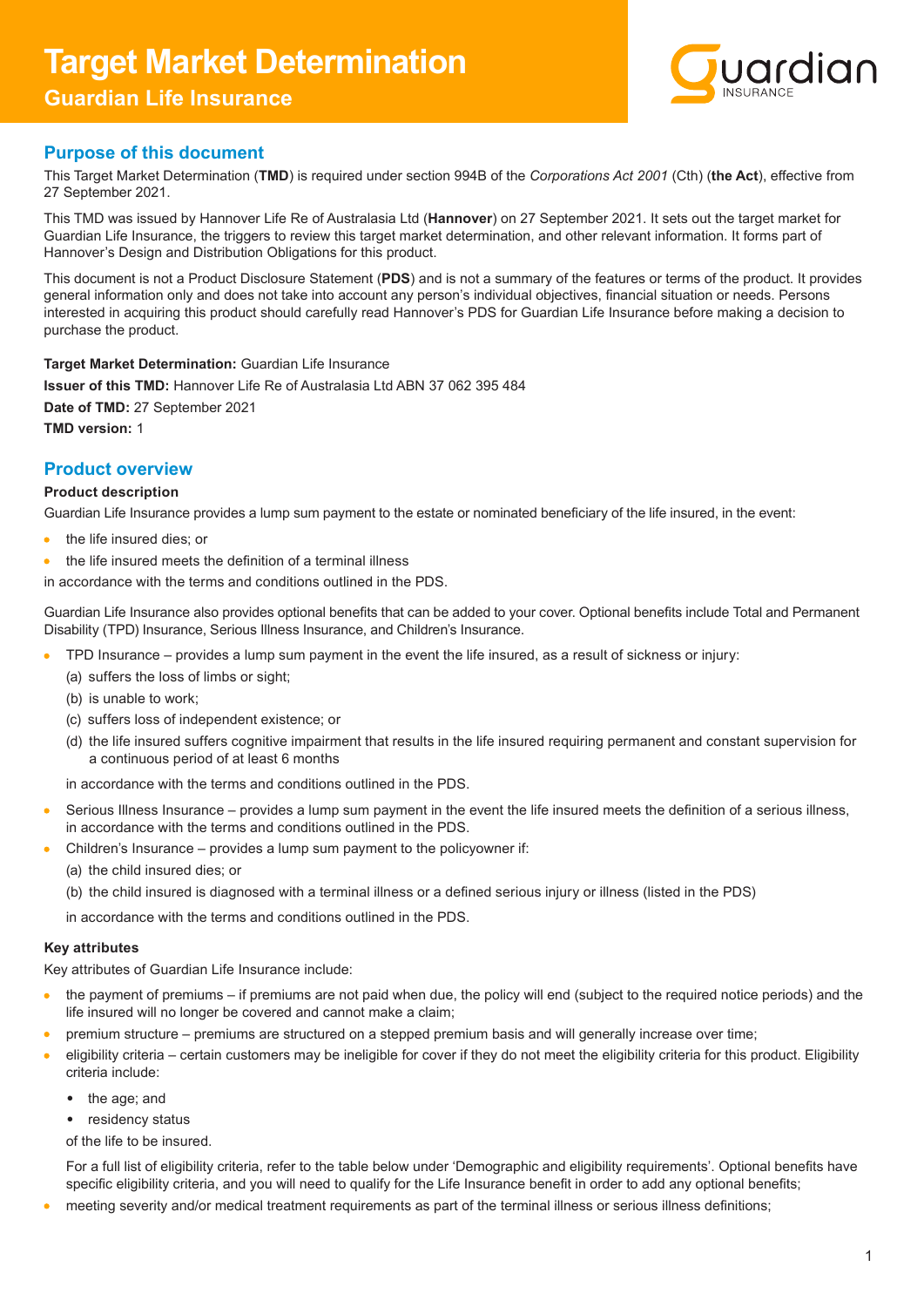# Target Market Determination

## Guardian Life Insurance

## Purpose of this document

This Target Market Determination (**TMD**) is required under section 994B of the *Corporations Act 2001* (Cth) (**the Act**), effective from 27 September 2021.

This TMD was issued by Hannover Life Re of Australasia Ltd (**Hannover**) on 27 September 2021. It sets out the target market for Guardian Life Insurance, the triggers to review this target market determination, and other relevant information. It forms part of Hannover's Design and Distribution Obligations for this product.

This document is not a Product Disclosure Statement (**PDS**) and is not a summary of the features or terms of the product. It provides general information only and does not take into account any person's individual objectives, financial situation or needs. Persons interested in acquiring this product should carefully read Hannover's PDS for Guardian Life Insurance before making a decision to purchase the product.

**Target Market Determination:** Guardian Life Insurance

**Issuer of this TMD:** Hannover Life Re of Australasia Ltd ABN 37 062 395 484

**Date of TMD:** 27 September 2021

**TMD version:** 1

## Product overview

### Product description

Guardian Life Insurance provides a lump sum payment to the estate or nominated beneficiary of the life insured, in the event:

- the life insured dies; or
- the life insured meets the definition of a terminal illness

in accordance with the terms and conditions outlined in the PDS.

Guardian Life Insurance also provides optional benefits that can be added to your cover. Optional benefits include Total and Permanent Disability (TPD) Insurance, Serious Illness Insurance, and Children's Insurance.

- TPD Insurance – provides a lump sum payment in the event the life insured, as a result of sickness or injury:
  - (a) suffers the loss of limbs or sight;
  - (b) is unable to work;
  - (c) suffers loss of independent existence; or
  - (d) the life insured suffers cognitive impairment that results in the life insured requiring permanent and constant supervision for a continuous period of at least 6 months

  in accordance with the terms and conditions outlined in the PDS.
- Serious Illness Insurance – provides a lump sum payment in the event the life insured meets the definition of a serious illness, in accordance with the terms and conditions outlined in the PDS.
- Children's Insurance – provides a lump sum payment to the policyowner if:
  - (a) the child insured dies; or
  - (b) the child insured is diagnosed with a terminal illness or a defined serious injury or illness (listed in the PDS)

  in accordance with the terms and conditions outlined in the PDS.

### Key attributes

Key attributes of Guardian Life Insurance include:

- the payment of premiums – if premiums are not paid when due, the policy will end (subject to the required notice periods) and the life insured will no longer be covered and cannot make a claim;
- premium structure – premiums are structured on a stepped premium basis and will generally increase over time;
- eligibility criteria – certain customers may be ineligible for cover if they do not meet the eligibility criteria for this product. Eligibility criteria include:
  - the age; and
  - residency status

  of the life to be insured.

  For a full list of eligibility criteria, refer to the table below under 'Demographic and eligibility requirements'. Optional benefits have specific eligibility criteria, and you will need to qualify for the Life Insurance benefit in order to add any optional benefits;
- meeting severity and/or medical treatment requirements as part of the terminal illness or serious illness definitions;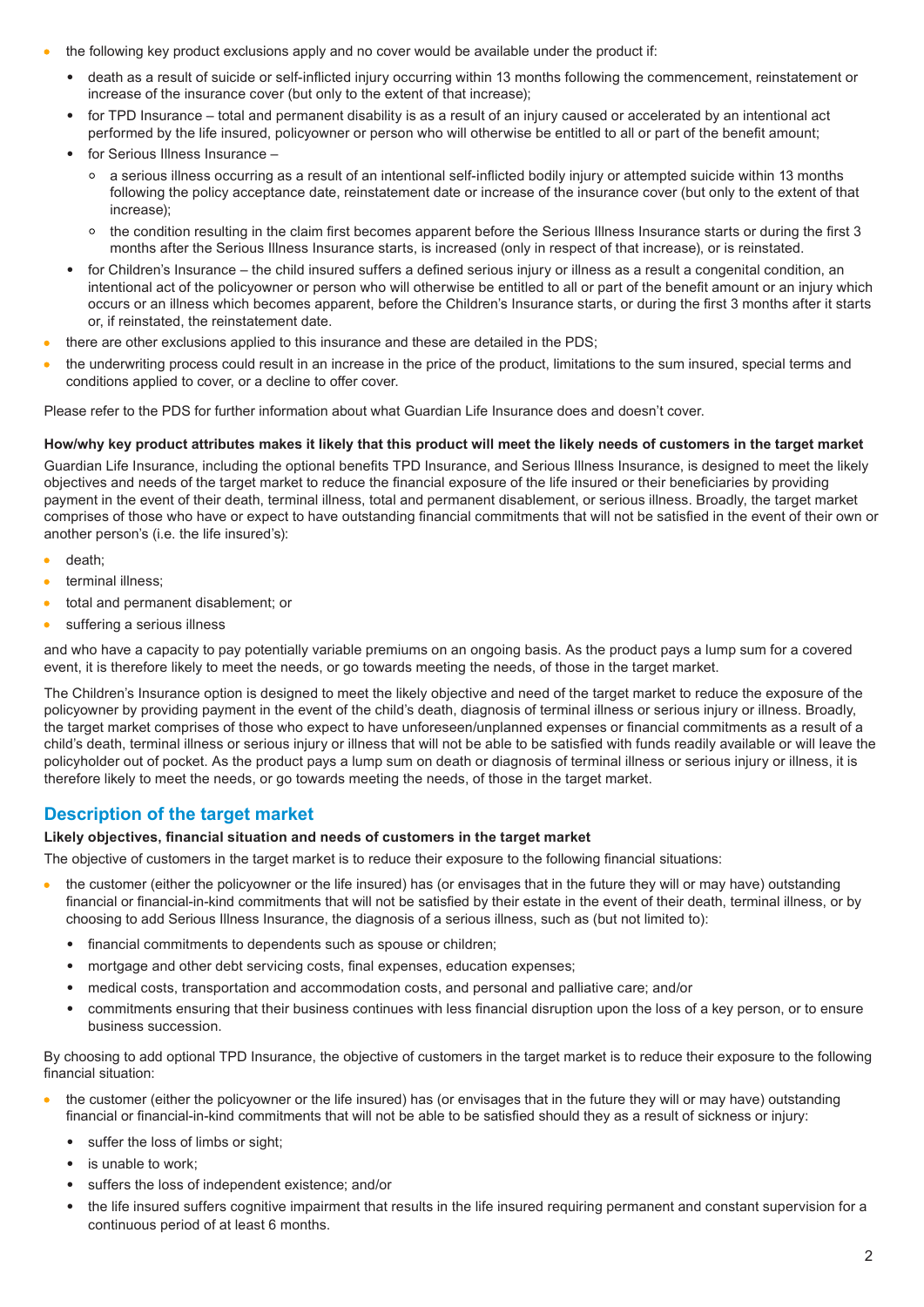- the following key product exclusions apply and no cover would be available under the product if:
  - death as a result of suicide or self-inflicted injury occurring within 13 months following the commencement, reinstatement or increase of the insurance cover (but only to the extent of that increase);
  - for TPD Insurance – total and permanent disability is as a result of an injury caused or accelerated by an intentional act performed by the life insured, policyowner or person who will otherwise be entitled to all or part of the benefit amount;
  - for Serious Illness Insurance –
    - a serious illness occurring as a result of an intentional self-inflicted bodily injury or attempted suicide within 13 months following the policy acceptance date, reinstatement date or increase of the insurance cover (but only to the extent of that increase);
    - the condition resulting in the claim first becomes apparent before the Serious Illness Insurance starts or during the first 3 months after the Serious Illness Insurance starts, is increased (only in respect of that increase), or is reinstated.
  - for Children's Insurance – the child insured suffers a defined serious injury or illness as a result a congenital condition, an intentional act of the policyowner or person who will otherwise be entitled to all or part of the benefit amount or an injury which occurs or an illness which becomes apparent, before the Children's Insurance starts, or during the first 3 months after it starts or, if reinstated, the reinstatement date.
- there are other exclusions applied to this insurance and these are detailed in the PDS;
- the underwriting process could result in an increase in the price of the product, limitations to the sum insured, special terms and conditions applied to cover, or a decline to offer cover.

Please refer to the PDS for further information about what Guardian Life Insurance does and doesn't cover.

**How/why key product attributes makes it likely that this product will meet the likely needs of customers in the target market**

Guardian Life Insurance, including the optional benefits TPD Insurance, and Serious Illness Insurance, is designed to meet the likely objectives and needs of the target market to reduce the financial exposure of the life insured or their beneficiaries by providing payment in the event of their death, terminal illness, total and permanent disablement, or serious illness. Broadly, the target market comprises of those who have or expect to have outstanding financial commitments that will not be satisfied in the event of their own or another person's (i.e. the life insured's):

- death;
- terminal illness;
- total and permanent disablement; or
- suffering a serious illness

and who have a capacity to pay potentially variable premiums on an ongoing basis. As the product pays a lump sum for a covered event, it is therefore likely to meet the needs, or go towards meeting the needs, of those in the target market.

The Children's Insurance option is designed to meet the likely objective and need of the target market to reduce the exposure of the policyowner by providing payment in the event of the child's death, diagnosis of terminal illness or serious injury or illness. Broadly, the target market comprises of those who expect to have unforeseen/unplanned expenses or financial commitments as a result of a child's death, terminal illness or serious injury or illness that will not be able to be satisfied with funds readily available or will leave the policyholder out of pocket. As the product pays a lump sum on death or diagnosis of terminal illness or serious injury or illness, it is therefore likely to meet the needs, or go towards meeting the needs, of those in the target market.

## Description of the target market

**Likely objectives, financial situation and needs of customers in the target market**

The objective of customers in the target market is to reduce their exposure to the following financial situations:

- the customer (either the policyowner or the life insured) has (or envisages that in the future they will or may have) outstanding financial or financial-in-kind commitments that will not be satisfied by their estate in the event of their death, terminal illness, or by choosing to add Serious Illness Insurance, the diagnosis of a serious illness, such as (but not limited to):
  - financial commitments to dependents such as spouse or children;
  - mortgage and other debt servicing costs, final expenses, education expenses;
  - medical costs, transportation and accommodation costs, and personal and palliative care; and/or
  - commitments ensuring that their business continues with less financial disruption upon the loss of a key person, or to ensure business succession.

By choosing to add optional TPD Insurance, the objective of customers in the target market is to reduce their exposure to the following financial situation:

- the customer (either the policyowner or the life insured) has (or envisages that in the future they will or may have) outstanding financial or financial-in-kind commitments that will not be able to be satisfied should they as a result of sickness or injury:
  - suffer the loss of limbs or sight;
  - is unable to work;
  - suffers the loss of independent existence; and/or
  - the life insured suffers cognitive impairment that results in the life insured requiring permanent and constant supervision for a continuous period of at least 6 months.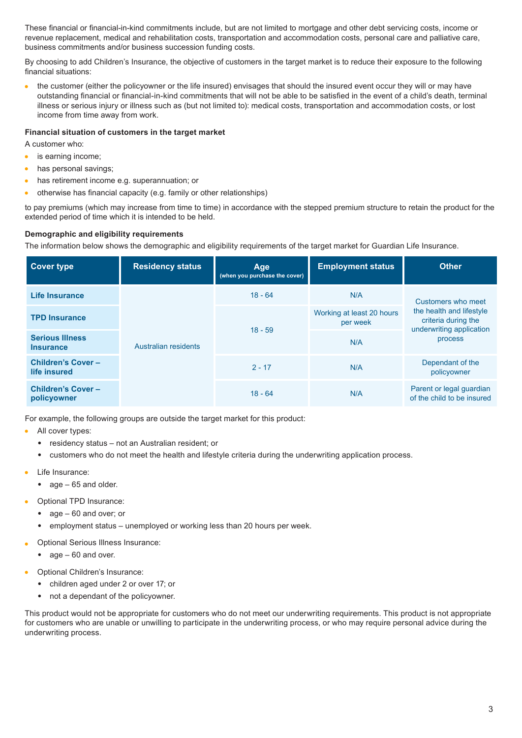These financial or financial-in-kind commitments include, but are not limited to mortgage and other debt servicing costs, income or revenue replacement, medical and rehabilitation costs, transportation and accommodation costs, personal care and palliative care, business commitments and/or business succession funding costs.

By choosing to add Children's Insurance, the objective of customers in the target market is to reduce their exposure to the following financial situations:

- the customer (either the policyowner or the life insured) envisages that should the insured event occur they will or may have outstanding financial or financial-in-kind commitments that will not be able to be satisfied in the event of a child's death, terminal illness or serious injury or illness such as (but not limited to): medical costs, transportation and accommodation costs, or lost income from time away from work.

**Financial situation of customers in the target market**

A customer who:

- is earning income;
- has personal savings;
- has retirement income e.g. superannuation; or
- otherwise has financial capacity (e.g. family or other relationships)

to pay premiums (which may increase from time to time) in accordance with the stepped premium structure to retain the product for the extended period of time which it is intended to be held.

**Demographic and eligibility requirements**

The information below shows the demographic and eligibility requirements of the target market for Guardian Life Insurance.

| Cover type | Residency status | Age (when you purchase the cover) | Employment status | Other |
|---|---|---|---|---|
| Life Insurance | Australian residents | 18 - 64 | N/A | Customers who meet the health and lifestyle criteria during the underwriting application process |
| TPD Insurance | | 18 - 59 | Working at least 20 hours per week | |
| Serious Illness Insurance | | | N/A | |
| Children's Cover – life insured | | 2 - 17 | N/A | Dependant of the policyowner |
| Children's Cover – policyowner | | 18 - 64 | N/A | Parent or legal guardian of the child to be insured |

For example, the following groups are outside the target market for this product:

- All cover types:
  - residency status – not an Australian resident; or
  - customers who do not meet the health and lifestyle criteria during the underwriting application process.
- Life Insurance:
  - age – 65 and older.
- Optional TPD Insurance:
  - age – 60 and over; or
  - employment status – unemployed or working less than 20 hours per week.
- Optional Serious Illness Insurance:
  - age – 60 and over.
- Optional Children's Insurance:
  - children aged under 2 or over 17; or
  - not a dependant of the policyowner.

This product would not be appropriate for customers who do not meet our underwriting requirements. This product is not appropriate for customers who are unable or unwilling to participate in the underwriting process, or who may require personal advice during the underwriting process.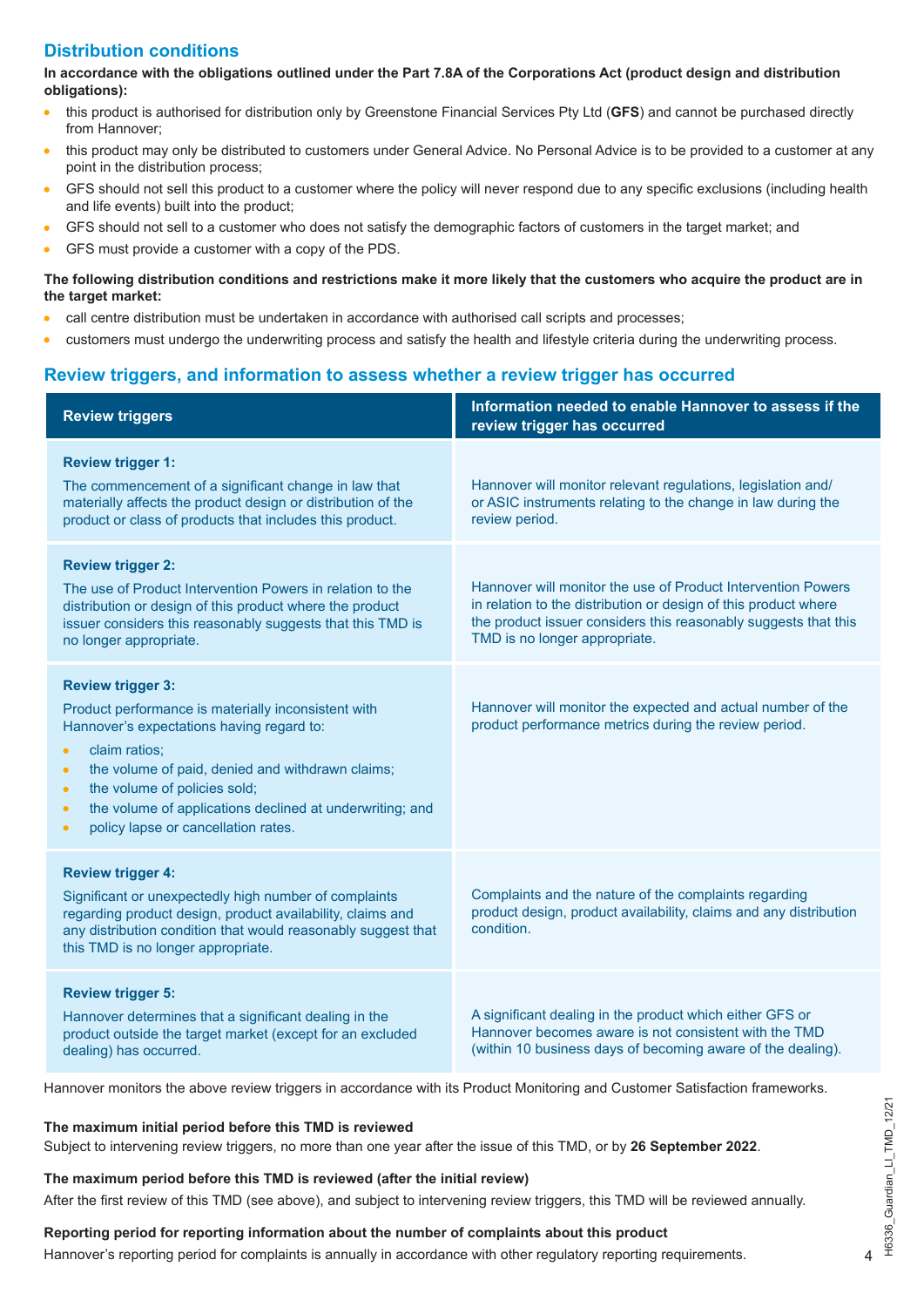## Distribution conditions

**In accordance with the obligations outlined under the Part 7.8A of the Corporations Act (product design and distribution obligations):**

- this product is authorised for distribution only by Greenstone Financial Services Pty Ltd (**GFS**) and cannot be purchased directly from Hannover;
- this product may only be distributed to customers under General Advice. No Personal Advice is to be provided to a customer at any point in the distribution process;
- GFS should not sell this product to a customer where the policy will never respond due to any specific exclusions (including health and life events) built into the product;
- GFS should not sell to a customer who does not satisfy the demographic factors of customers in the target market; and
- GFS must provide a customer with a copy of the PDS.

**The following distribution conditions and restrictions make it more likely that the customers who acquire the product are in the target market:**

- call centre distribution must be undertaken in accordance with authorised call scripts and processes;
- customers must undergo the underwriting process and satisfy the health and lifestyle criteria during the underwriting process.

## Review triggers, and information to assess whether a review trigger has occurred

| Review triggers | Information needed to enable Hannover to assess if the review trigger has occurred |
| --- | --- |
| **Review trigger 1:**<br>The commencement of a significant change in law that materially affects the product design or distribution of the product or class of products that includes this product. | Hannover will monitor relevant regulations, legislation and/or ASIC instruments relating to the change in law during the review period. |
| **Review trigger 2:**<br>The use of Product Intervention Powers in relation to the distribution or design of this product where the product issuer considers this reasonably suggests that this TMD is no longer appropriate. | Hannover will monitor the use of Product Intervention Powers in relation to the distribution or design of this product where the product issuer considers this reasonably suggests that this TMD is no longer appropriate. |
| **Review trigger 3:**<br>Product performance is materially inconsistent with Hannover's expectations having regard to:<br>• claim ratios;<br>• the volume of paid, denied and withdrawn claims;<br>• the volume of policies sold;<br>• the volume of applications declined at underwriting; and<br>• policy lapse or cancellation rates. | Hannover will monitor the expected and actual number of the product performance metrics during the review period. |
| **Review trigger 4:**<br>Significant or unexpectedly high number of complaints regarding product design, product availability, claims and any distribution condition that would reasonably suggest that this TMD is no longer appropriate. | Complaints and the nature of the complaints regarding product design, product availability, claims and any distribution condition. |
| **Review trigger 5:**<br>Hannover determines that a significant dealing in the product outside the target market (except for an excluded dealing) has occurred. | A significant dealing in the product which either GFS or Hannover becomes aware is not consistent with the TMD (within 10 business days of becoming aware of the dealing). |

Hannover monitors the above review triggers in accordance with its Product Monitoring and Customer Satisfaction frameworks.

**The maximum initial period before this TMD is reviewed**

Subject to intervening review triggers, no more than one year after the issue of this TMD, or by **26 September 2022**.

**The maximum period before this TMD is reviewed (after the initial review)**

After the first review of this TMD (see above), and subject to intervening review triggers, this TMD will be reviewed annually.

**Reporting period for reporting information about the number of complaints about this product**

Hannover's reporting period for complaints is annually in accordance with other regulatory reporting requirements.

H6336_Guardian_LI_TMD_12/21